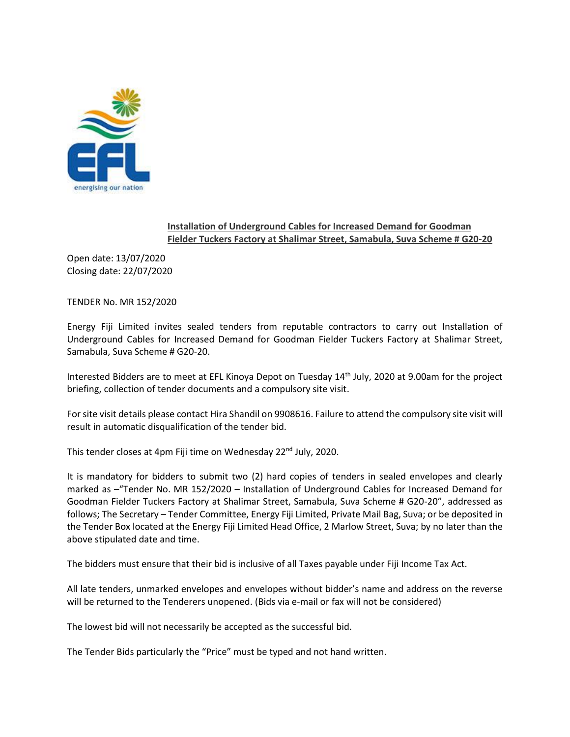**Installation of Underground Cables for Increased Demand for Goodman Fielder Tuckers Factory at Shalimar Street, Samabula, Suva Scheme # G20-20**

Open date: 13/07/2020
Closing date: 22/07/2020

TENDER No. MR 152/2020

Energy Fiji Limited invites sealed tenders from reputable contractors to carry out Installation of Underground Cables for Increased Demand for Goodman Fielder Tuckers Factory at Shalimar Street, Samabula, Suva Scheme # G20-20.

Interested Bidders are to meet at EFL Kinoya Depot on Tuesday 14th July, 2020 at 9.00am for the project briefing, collection of tender documents and a compulsory site visit.

For site visit details please contact Hira Shandil on 9908616. Failure to attend the compulsory site visit will result in automatic disqualification of the tender bid.

This tender closes at 4pm Fiji time on Wednesday 22nd July, 2020.

It is mandatory for bidders to submit two (2) hard copies of tenders in sealed envelopes and clearly marked as –"Tender No. MR 152/2020 – Installation of Underground Cables for Increased Demand for Goodman Fielder Tuckers Factory at Shalimar Street, Samabula, Suva Scheme # G20-20", addressed as follows; The Secretary – Tender Committee, Energy Fiji Limited, Private Mail Bag, Suva; or be deposited in the Tender Box located at the Energy Fiji Limited Head Office, 2 Marlow Street, Suva; by no later than the above stipulated date and time.

The bidders must ensure that their bid is inclusive of all Taxes payable under Fiji Income Tax Act.

All late tenders, unmarked envelopes and envelopes without bidder's name and address on the reverse will be returned to the Tenderers unopened. (Bids via e-mail or fax will not be considered)

The lowest bid will not necessarily be accepted as the successful bid.

The Tender Bids particularly the "Price" must be typed and not hand written.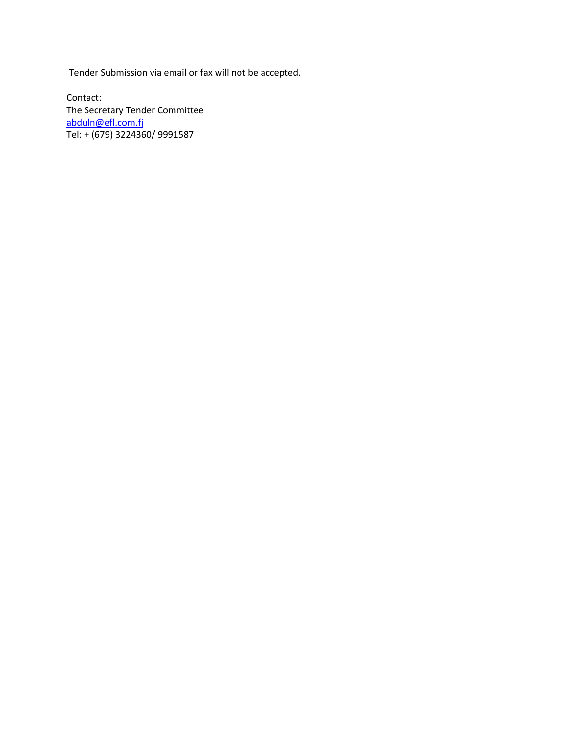Tender Submission via email or fax will not be accepted.

Contact:
The Secretary Tender Committee
abduln@efl.com.fj
Tel: + (679) 3224360/ 9991587